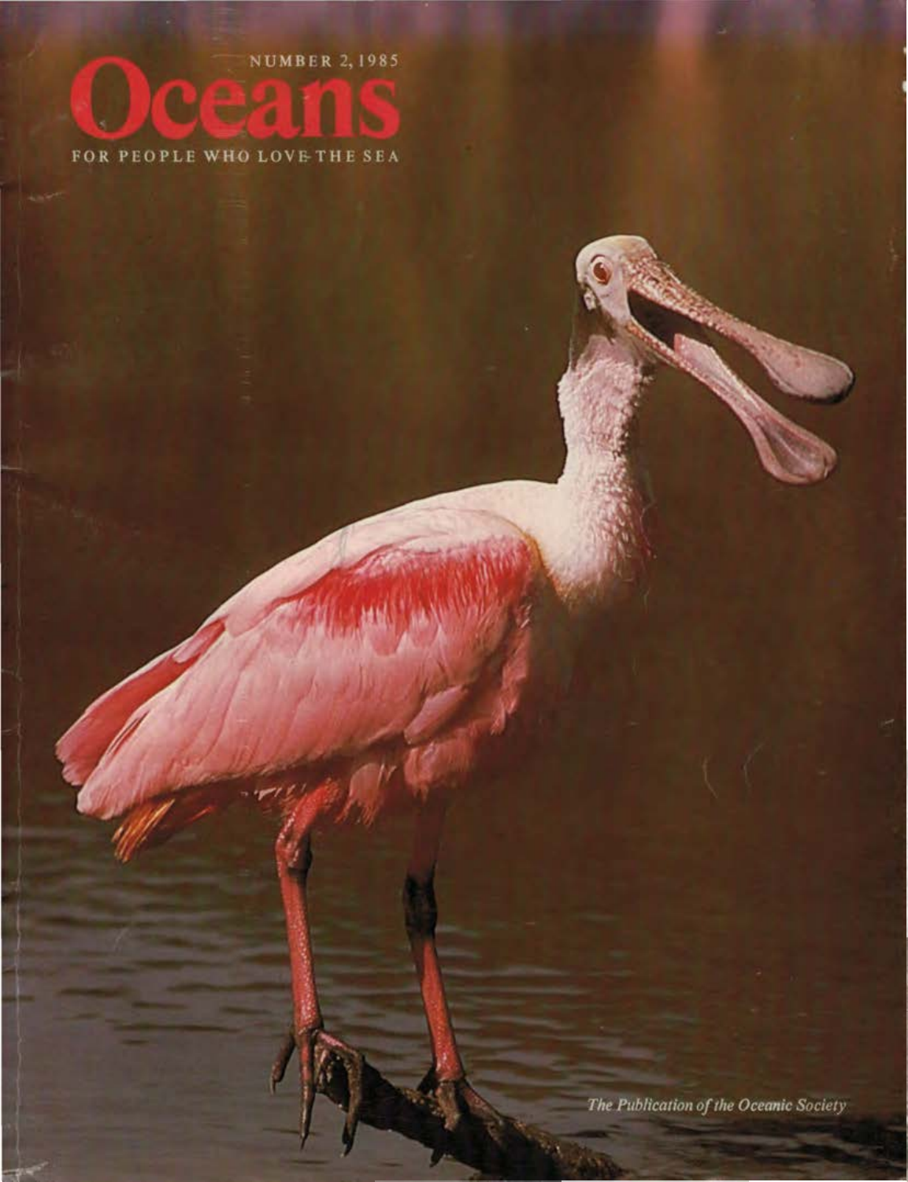NUMBER 2, 1985

# Oceans

FOR PEOPLE WHO LOVE THE SEA

*The Publication of the Oceanic Society*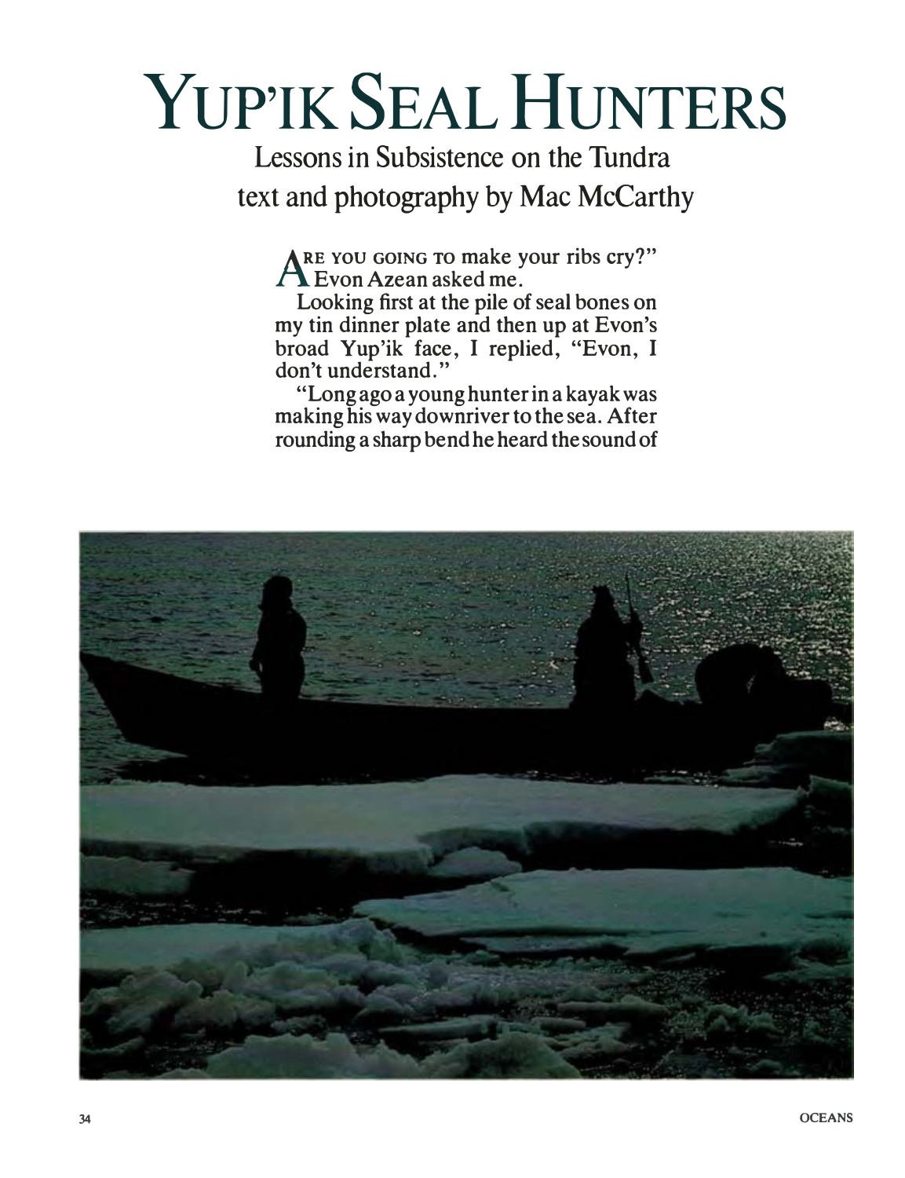# YUP'IK SEAL HUNTERS

Lessons in Subsistence on the Tundra
text and photography by Mac McCarthy

"ARE YOU GOING TO make your ribs cry?" Evon Azean asked me.

Looking first at the pile of seal bones on my tin dinner plate and then up at Evon's broad Yup'ik face, I replied, "Evon, I don't understand."

"Long ago a young hunter in a kayak was making his way downriver to the sea. After rounding a sharp bend he heard the sound of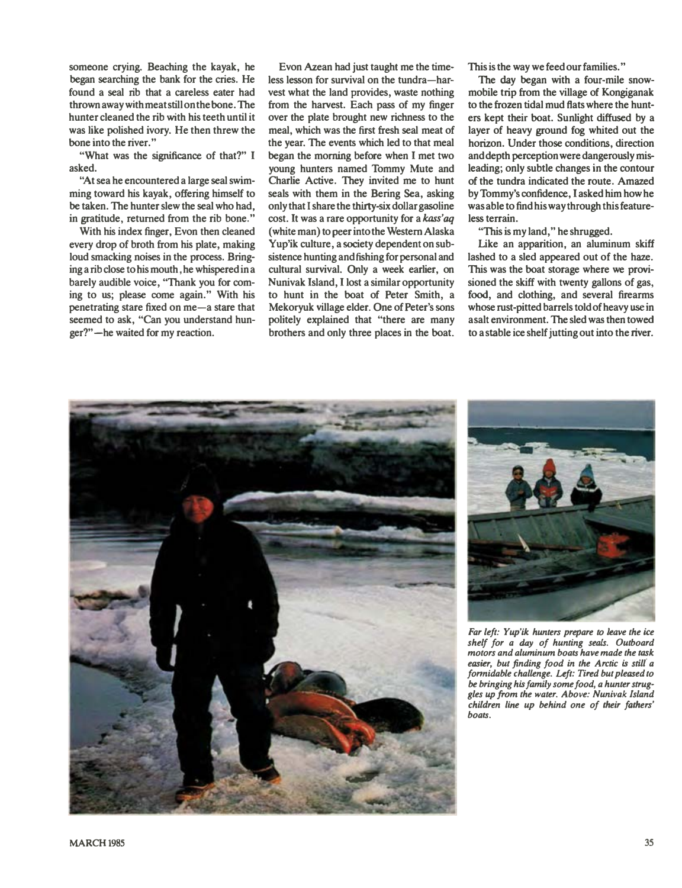someone crying. Beaching the kayak, he began searching the bank for the cries. He found a seal rib that a careless eater had thrown away with meat still on the bone. The hunter cleaned the rib with his teeth until it was like polished ivory. He then threw the bone into the river."

"What was the significance of that?" I asked.

"At sea he encountered a large seal swimming toward his kayak, offering himself to be taken. The hunter slew the seal who had, in gratitude, returned from the rib bone."

With his index finger, Evon then cleaned every drop of broth from his plate, making loud smacking noises in the process. Bringing a rib close to his mouth, he whispered in a barely audible voice, "Thank you for coming to us; please come again." With his penetrating stare fixed on me—a stare that seemed to ask, "Can you understand hunger?"—he waited for my reaction.

Evon Azean had just taught me the timeless lesson for survival on the tundra—harvest what the land provides, waste nothing from the harvest. Each pass of my finger over the plate brought new richness to the meal, which was the first fresh seal meat of the year. The events which led to that meal began the morning before when I met two young hunters named Tommy Mute and Charlie Active. They invited me to hunt seals with them in the Bering Sea, asking only that I share the thirty-six dollar gasoline cost. It was a rare opportunity for a *kass'aq* (white man) to peer into the Western Alaska Yup'ik culture, a society dependent on subsistence hunting and fishing for personal and cultural survival. Only a week earlier, on Nunivak Island, I lost a similar opportunity to hunt in the boat of Peter Smith, a Mekoryuk village elder. One of Peter's sons politely explained that "there are many brothers and only three places in the boat. This is the way we feed our families."

The day began with a four-mile snowmobile trip from the village of Kongiganak to the frozen tidal mud flats where the hunters kept their boat. Sunlight diffused by a layer of heavy ground fog whited out the horizon. Under those conditions, direction and depth perception were dangerously misleading; only subtle changes in the contour of the tundra indicated the route. Amazed by Tommy's confidence, I asked him how he was able to find his way through this featureless terrain.

"This is my land," he shrugged.

Like an apparition, an aluminum skiff lashed to a sled appeared out of the haze. This was the boat storage where we provisioned the skiff with twenty gallons of gas, food, and clothing, and several firearms whose rust-pitted barrels told of heavy use in a salt environment. The sled was then towed to a stable ice shelf jutting out into the river.

*Far left: Yup'ik hunters prepare to leave the ice shelf for a day of hunting seals. Outboard motors and aluminum boats have made the task easier, but finding food in the Arctic is still a formidable challenge. Left: Tired but pleased to be bringing his family some food, a hunter struggles up from the water. Above: Nunivak Island children line up behind one of their fathers' boats.*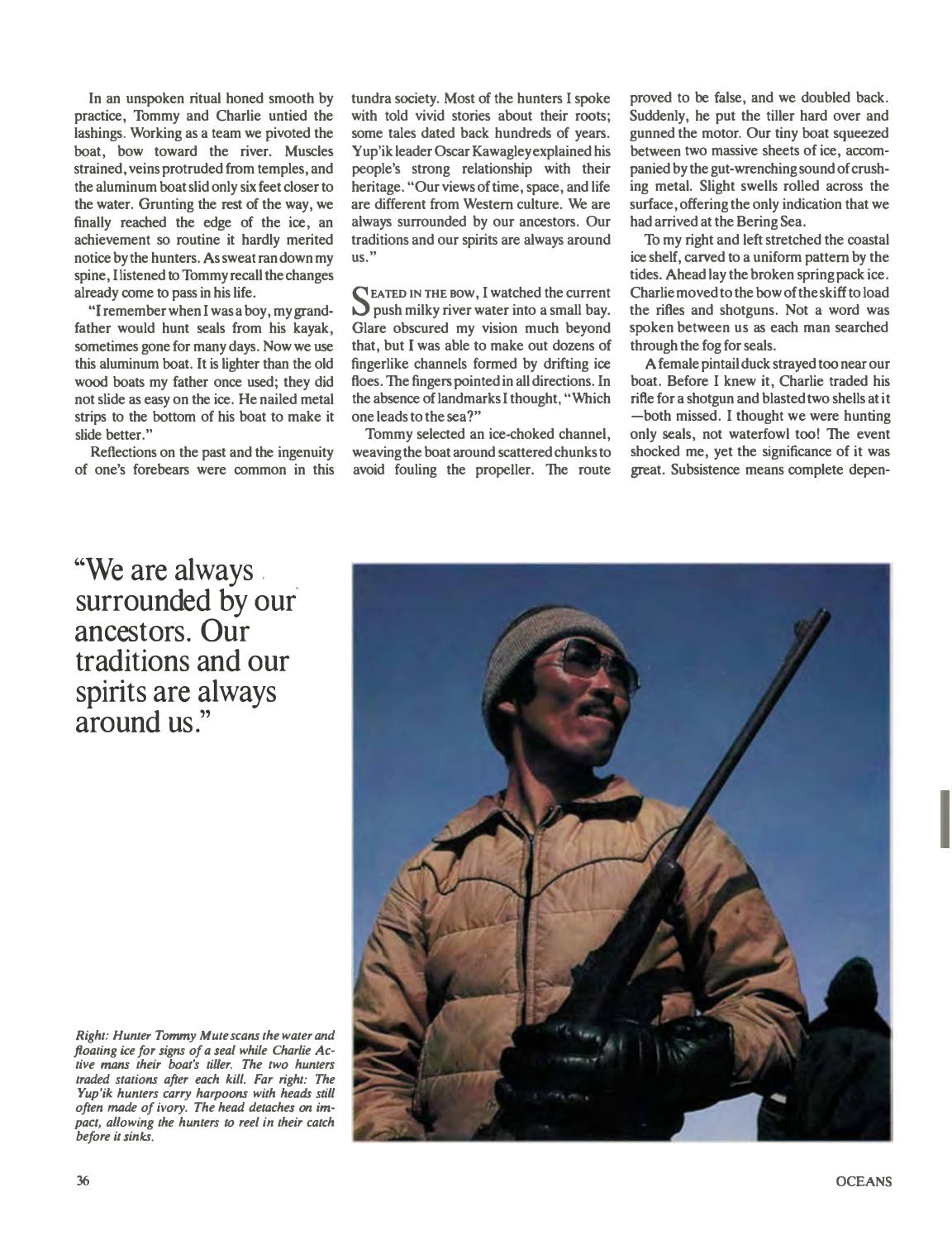In an unspoken ritual honed smooth by practice, Tommy and Charlie untied the lashings. Working as a team we pivoted the boat, bow toward the river. Muscles strained, veins protruded from temples, and the aluminum boat slid only six feet closer to the water. Grunting the rest of the way, we finally reached the edge of the ice, an achievement so routine it hardly merited notice by the hunters. As sweat ran down my spine, I listened to Tommy recall the changes already come to pass in his life.

"I remember when I was a boy, my grandfather would hunt seals from his kayak, sometimes gone for many days. Now we use this aluminum boat. It is lighter than the old wood boats my father once used; they did not slide as easy on the ice. He nailed metal strips to the bottom of his boat to make it slide better."

Reflections on the past and the ingenuity of one's forebears were common in this tundra society. Most of the hunters I spoke with told vivid stories about their roots; some tales dated back hundreds of years. Yup'ik leader Oscar Kawagley explained his people's strong relationship with their heritage. "Our views of time, space, and life are different from Western culture. We are always surrounded by our ancestors. Our traditions and our spirits are always around us."

SEATED IN THE BOW, I watched the current push milky river water into a small bay. Glare obscured my vision much beyond that, but I was able to make out dozens of fingerlike channels formed by drifting ice floes. The fingers pointed in all directions. In the absence of landmarks I thought, "Which one leads to the sea?"

Tommy selected an ice-choked channel, weaving the boat around scattered chunks to avoid fouling the propeller. The route proved to be false, and we doubled back. Suddenly, he put the tiller hard over and gunned the motor. Our tiny boat squeezed between two massive sheets of ice, accompanied by the gut-wrenching sound of crushing metal. Slight swells rolled across the surface, offering the only indication that we had arrived at the Bering Sea.

To my right and left stretched the coastal ice shelf, carved to a uniform pattern by the tides. Ahead lay the broken spring pack ice. Charlie moved to the bow of the skiff to load the rifles and shotguns. Not a word was spoken between us as each man searched through the fog for seals.

A female pintail duck strayed too near our boat. Before I knew it, Charlie traded his rifle for a shotgun and blasted two shells at it —both missed. I thought we were hunting only seals, not waterfowl too! The event shocked me, yet the significance of it was great. Subsistence means complete depen-

"We are always surrounded by our ancestors. Our traditions and our spirits are always around us."

*Right: Hunter Tommy Mute scans the water and floating ice for signs of a seal while Charlie Active mans their boat's tiller. The two hunters traded stations after each kill. Far right: The Yup'ik hunters carry harpoons with heads still often made of ivory. The head detaches on impact, allowing the hunters to reel in their catch before it sinks.*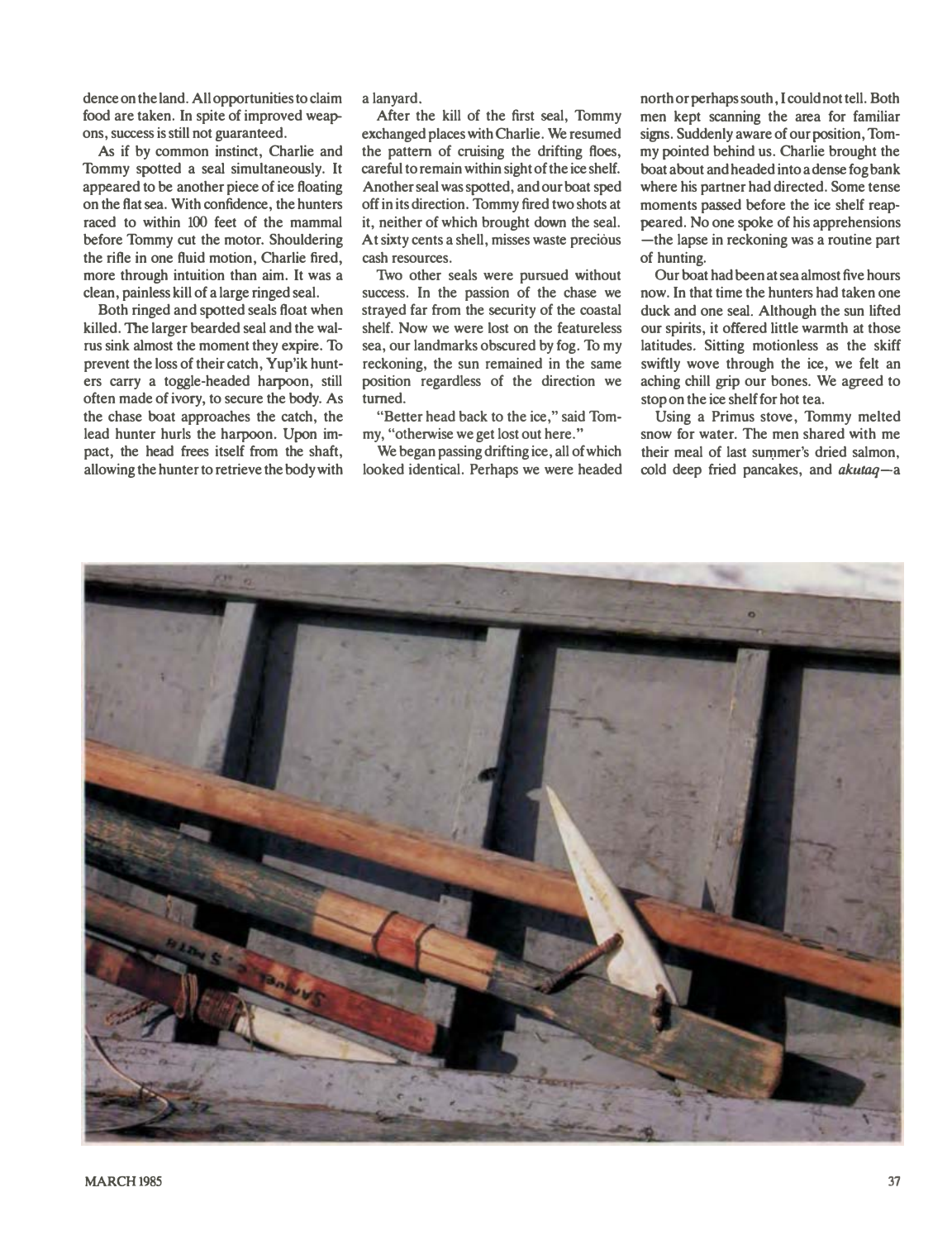dence on the land. All opportunities to claim food are taken. In spite of improved weapons, success is still not guaranteed.

As if by common instinct, Charlie and Tommy spotted a seal simultaneously. It appeared to be another piece of ice floating on the flat sea. With confidence, the hunters raced to within 100 feet of the mammal before Tommy cut the motor. Shouldering the rifle in one fluid motion, Charlie fired, more through intuition than aim. It was a clean, painless kill of a large ringed seal.

Both ringed and spotted seals float when killed. The larger bearded seal and the walrus sink almost the moment they expire. To prevent the loss of their catch, Yup'ik hunters carry a toggle-headed harpoon, still often made of ivory, to secure the body. As the chase boat approaches the catch, the lead hunter hurls the harpoon. Upon impact, the head frees itself from the shaft, allowing the hunter to retrieve the body with a lanyard.

After the kill of the first seal, Tommy exchanged places with Charlie. We resumed the pattern of cruising the drifting floes, careful to remain within sight of the ice shelf. Another seal was spotted, and our boat sped off in its direction. Tommy fired two shots at it, neither of which brought down the seal. At sixty cents a shell, misses waste precious cash resources.

Two other seals were pursued without success. In the passion of the chase we strayed far from the security of the coastal shelf. Now we were lost on the featureless sea, our landmarks obscured by fog. To my reckoning, the sun remained in the same position regardless of the direction we turned.

"Better head back to the ice," said Tommy, "otherwise we get lost out here."

We began passing drifting ice, all of which looked identical. Perhaps we were headed north or perhaps south, I could not tell. Both men kept scanning the area for familiar signs. Suddenly aware of our position, Tommy pointed behind us. Charlie brought the boat about and headed into a dense fog bank where his partner had directed. Some tense moments passed before the ice shelf reappeared. No one spoke of his apprehensions—the lapse in reckoning was a routine part of hunting.

Our boat had been at sea almost five hours now. In that time the hunters had taken one duck and one seal. Although the sun lifted our spirits, it offered little warmth at those latitudes. Sitting motionless as the skiff swiftly wove through the ice, we felt an aching chill grip our bones. We agreed to stop on the ice shelf for hot tea.

Using a Primus stove, Tommy melted snow for water. The men shared with me their meal of last summer's dried salmon, cold deep fried pancakes, and *akutaq*—a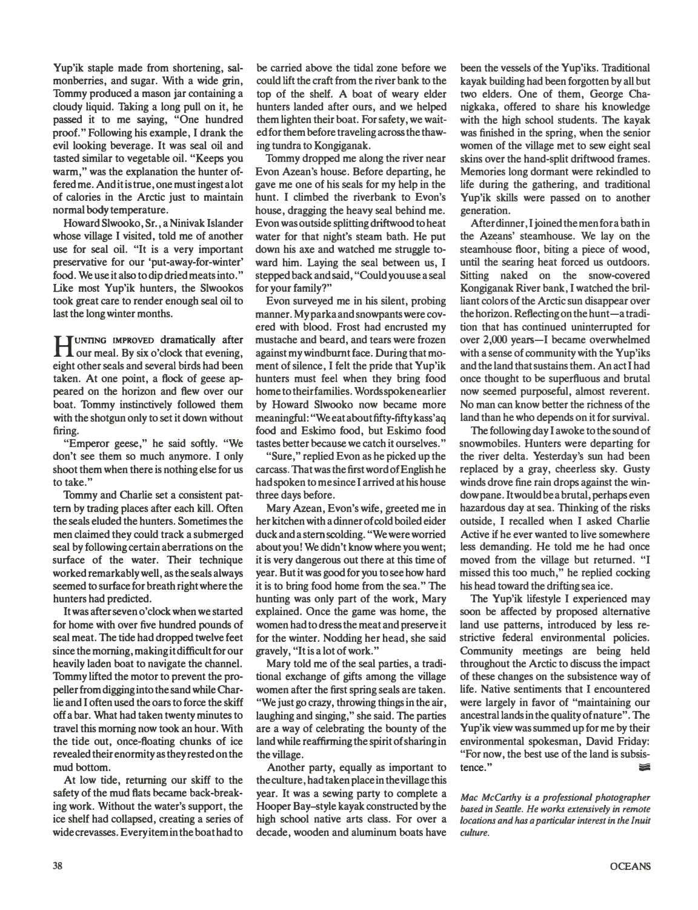Yup'ik staple made from shortening, salmonberries, and sugar. With a wide grin, Tommy produced a mason jar containing a cloudy liquid. Taking a long pull on it, he passed it to me saying, "One hundred proof." Following his example, I drank the evil looking beverage. It was seal oil and tasted similar to vegetable oil. "Keeps you warm," was the explanation the hunter offered me. And it is true, one must ingest a lot of calories in the Arctic just to maintain normal body temperature.

Howard Slwooko, Sr., a Ninivak Islander whose village I visited, told me of another use for seal oil. "It is a very important preservative for our 'put-away-for-winter' food. We use it also to dip dried meats into." Like most Yup'ik hunters, the Slwookos took great care to render enough seal oil to last the long winter months.

HUNTING IMPROVED dramatically after our meal. By six o'clock that evening, eight other seals and several birds had been taken. At one point, a flock of geese appeared on the horizon and flew over our boat. Tommy instinctively followed them with the shotgun only to set it down without firing.

"Emperor geese," he said softly. "We don't see them so much anymore. I only shoot them when there is nothing else for us to take."

Tommy and Charlie set a consistent pattern by trading places after each kill. Often the seals eluded the hunters. Sometimes the men claimed they could track a submerged seal by following certain aberrations on the surface of the water. Their technique worked remarkably well, as the seals always seemed to surface for breath right where the hunters had predicted.

It was after seven o'clock when we started for home with over five hundred pounds of seal meat. The tide had dropped twelve feet since the morning, making it difficult for our heavily laden boat to navigate the channel. Tommy lifted the motor to prevent the propeller from digging into the sand while Charlie and I often used the oars to force the skiff off a bar. What had taken twenty minutes to travel this morning now took an hour. With the tide out, once-floating chunks of ice revealed their enormity as they rested on the mud bottom.

At low tide, returning our skiff to the safety of the mud flats became back-breaking work. Without the water's support, the ice shelf had collapsed, creating a series of wide crevasses. Every item in the boat had to be carried above the tidal zone before we could lift the craft from the river bank to the top of the shelf. A boat of weary elder hunters landed after ours, and we helped them lighten their boat. For safety, we waited for them before traveling across the thawing tundra to Kongiganak.

Tommy dropped me along the river near Evon Azean's house. Before departing, he gave me one of his seals for my help in the hunt. I climbed the riverbank to Evon's house, dragging the heavy seal behind me. Evon was outside splitting driftwood to heat water for that night's steam bath. He put down his axe and watched me struggle toward him. Laying the seal between us, I stepped back and said, "Could you use a seal for your family?"

Evon surveyed me in his silent, probing manner. My parka and snowpants were covered with blood. Frost had encrusted my mustache and beard, and tears were frozen against my windburnt face. During that moment of silence, I felt the pride that Yup'ik hunters must feel when they bring food home to their families. Words spoken earlier by Howard Slwooko now became more meaningful: "We eat about fifty-fifty kass'aq food and Eskimo food, but Eskimo food tastes better because we catch it ourselves."

"Sure," replied Evon as he picked up the carcass. That was the first word of English he had spoken to me since I arrived at his house three days before.

Mary Azean, Evon's wife, greeted me in her kitchen with a dinner of cold boiled eider duck and a stern scolding. "We were worried about you! We didn't know where you went; it is very dangerous out there at this time of year. But it was good for you to see how hard it is to bring food home from the sea." The hunting was only part of the work, Mary explained. Once the game was home, the women had to dress the meat and preserve it for the winter. Nodding her head, she said gravely, "It is a lot of work."

Mary told me of the seal parties, a traditional exchange of gifts among the village women after the first spring seals are taken. "We just go crazy, throwing things in the air, laughing and singing," she said. The parties are a way of celebrating the bounty of the land while reaffirming the spirit of sharing in the village.

Another party, equally as important to the culture, had taken place in the village this year. It was a sewing party to complete a Hooper Bay–style kayak constructed by the high school native arts class. For over a decade, wooden and aluminum boats have been the vessels of the Yup'iks. Traditional kayak building had been forgotten by all but two elders. One of them, George Chanigkaka, offered to share his knowledge with the high school students. The kayak was finished in the spring, when the senior women of the village met to sew eight seal skins over the hand-split driftwood frames. Memories long dormant were rekindled to life during the gathering, and traditional Yup'ik skills were passed on to another generation.

After dinner, I joined the men for a bath in the Azeans' steamhouse. We lay on the steamhouse floor, biting a piece of wood, until the searing heat forced us outdoors. Sitting naked on the snow-covered Kongiganak River bank, I watched the brilliant colors of the Arctic sun disappear over the horizon. Reflecting on the hunt—a tradition that has continued uninterrupted for over 2,000 years—I became overwhelmed with a sense of community with the Yup'iks and the land that sustains them. An act I had once thought to be superfluous and brutal now seemed purposeful, almost reverent. No man can know better the richness of the land than he who depends on it for survival.

The following day I awoke to the sound of snowmobiles. Hunters were departing for the river delta. Yesterday's sun had been replaced by a gray, cheerless sky. Gusty winds drove fine rain drops against the windowpane. It would be a brutal, perhaps even hazardous day at sea. Thinking of the risks outside, I recalled when I asked Charlie Active if he ever wanted to live somewhere less demanding. He told me he had once moved from the village but returned. "I missed this too much," he replied cocking his head toward the drifting sea ice.

The Yup'ik lifestyle I experienced may soon be affected by proposed alternative land use patterns, introduced by less restrictive federal environmental policies. Community meetings are being held throughout the Arctic to discuss the impact of these changes on the subsistence way of life. Native sentiments that I encountered were largely in favor of "maintaining our ancestral lands in the quality of nature". The Yup'ik view was summed up for me by their environmental spokesman, David Friday: "For now, the best use of the land is subsistence."

*Mac McCarthy is a professional photographer based in Seattle. He works extensively in remote locations and has a particular interest in the Inuit culture.*